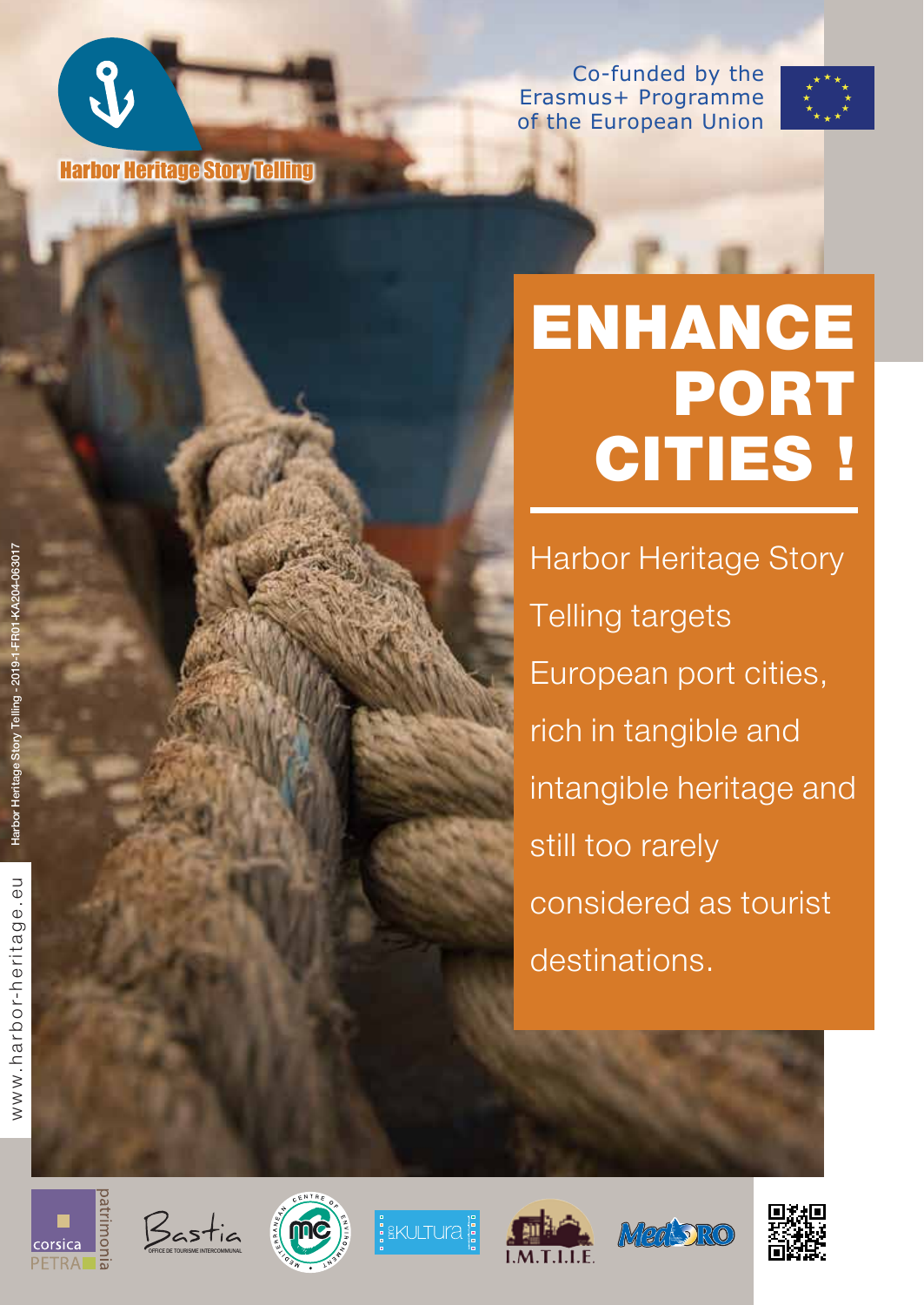Harbor Heritage Story Telling

Co-funded by the Erasmus+ Programme of the European Union

# ENHANCE PORT CITIES !

Harbor Heritage Story Telling targets European port cities, rich in tangible and intangible heritage and still too rarely considered as tourist destinations.

Harbor Heritage Story Telling - 2019-1-FR01-KA204-063017

www.harbor-heritage.eu

corsica PETRA patrimonia | Bastia OFFICE DE TOURISME INTERCOMMUNAL | MEDITERRANEAN CENTRE OF ENVIRONMENT | KULTURA | I.M.T.I.I.E. | MedORO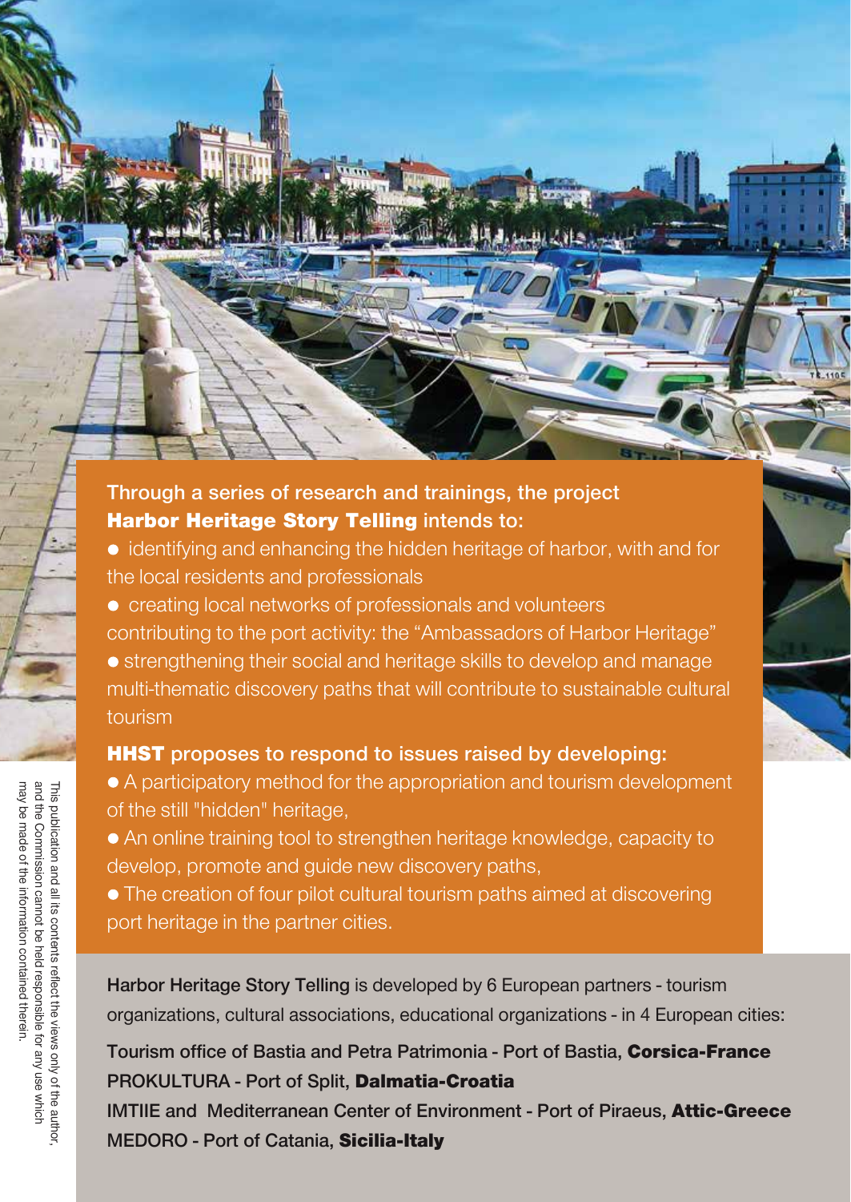Through a series of research and trainings, the project **Harbor Heritage Story Telling** intends to:

- identifying and enhancing the hidden heritage of harbor, with and for the local residents and professionals
- creating local networks of professionals and volunteers contributing to the port activity: the "Ambassadors of Harbor Heritage"
- strengthening their social and heritage skills to develop and manage multi-thematic discovery paths that will contribute to sustainable cultural tourism

**HHST** proposes to respond to issues raised by developing:

- A participatory method for the appropriation and tourism development of the still "hidden" heritage,
- An online training tool to strengthen heritage knowledge, capacity to develop, promote and guide new discovery paths,
- The creation of four pilot cultural tourism paths aimed at discovering port heritage in the partner cities.

Harbor Heritage Story Telling is developed by 6 European partners - tourism organizations, cultural associations, educational organizations - in 4 European cities:

Tourism office of Bastia and Petra Patrimonia - Port of Bastia, **Corsica-France**
PROKULTURA - Port of Split, **Dalmatia-Croatia**
IMTIIE and Mediterranean Center of Environment - Port of Piraeus, **Attic-Greece**
MEDORO - Port of Catania, **Sicilia-Italy**

This publication and all its contents reflect the views only of the author, and the Commission cannot be held responsible for any use which may be made of the information contained therein.